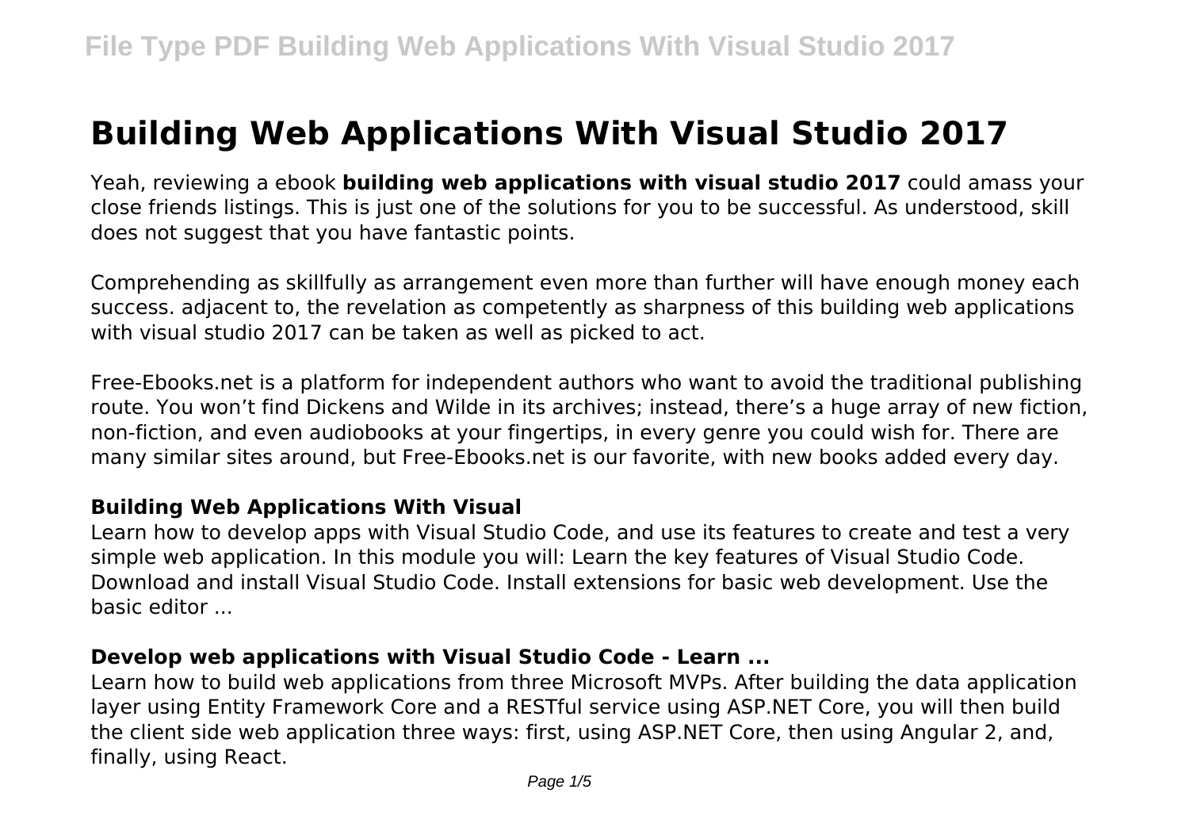# Building Web Applications With Visual Studio 2017

Yeah, reviewing a ebook **building web applications with visual studio 2017** could amass your close friends listings. This is just one of the solutions for you to be successful. As understood, skill does not suggest that you have fantastic points.

Comprehending as skillfully as arrangement even more than further will have enough money each success. adjacent to, the revelation as competently as sharpness of this building web applications with visual studio 2017 can be taken as well as picked to act.

Free-Ebooks.net is a platform for independent authors who want to avoid the traditional publishing route. You won't find Dickens and Wilde in its archives; instead, there's a huge array of new fiction, non-fiction, and even audiobooks at your fingertips, in every genre you could wish for. There are many similar sites around, but Free-Ebooks.net is our favorite, with new books added every day.

### Building Web Applications With Visual

Learn how to develop apps with Visual Studio Code, and use its features to create and test a very simple web application. In this module you will: Learn the key features of Visual Studio Code. Download and install Visual Studio Code. Install extensions for basic web development. Use the basic editor ...

### Develop web applications with Visual Studio Code - Learn ...

Learn how to build web applications from three Microsoft MVPs. After building the data application layer using Entity Framework Core and a RESTful service using ASP.NET Core, you will then build the client side web application three ways: first, using ASP.NET Core, then using Angular 2, and, finally, using React.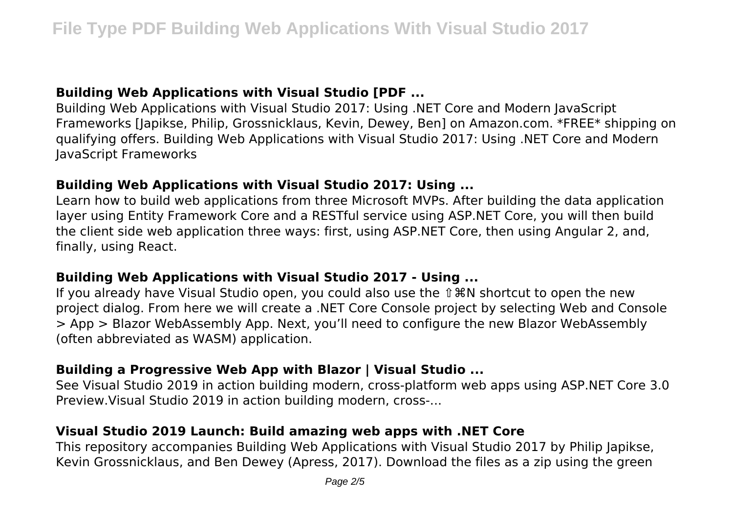## Building Web Applications with Visual Studio [PDF ...

Building Web Applications with Visual Studio 2017: Using .NET Core and Modern JavaScript Frameworks [Japikse, Philip, Grossnicklaus, Kevin, Dewey, Ben] on Amazon.com. *FREE* shipping on qualifying offers. Building Web Applications with Visual Studio 2017: Using .NET Core and Modern JavaScript Frameworks

## Building Web Applications with Visual Studio 2017: Using ...

Learn how to build web applications from three Microsoft MVPs. After building the data application layer using Entity Framework Core and a RESTful service using ASP.NET Core, you will then build the client side web application three ways: first, using ASP.NET Core, then using Angular 2, and, finally, using React.

## Building Web Applications with Visual Studio 2017 - Using ...

If you already have Visual Studio open, you could also use the ⇧⌘N shortcut to open the new project dialog. From here we will create a .NET Core Console project by selecting Web and Console > App > Blazor WebAssembly App. Next, you'll need to configure the new Blazor WebAssembly (often abbreviated as WASM) application.

## Building a Progressive Web App with Blazor | Visual Studio ...

See Visual Studio 2019 in action building modern, cross-platform web apps using ASP.NET Core 3.0 Preview.Visual Studio 2019 in action building modern, cross-...

## Visual Studio 2019 Launch: Build amazing web apps with .NET Core

This repository accompanies Building Web Applications with Visual Studio 2017 by Philip Japikse, Kevin Grossnicklaus, and Ben Dewey (Apress, 2017). Download the files as a zip using the green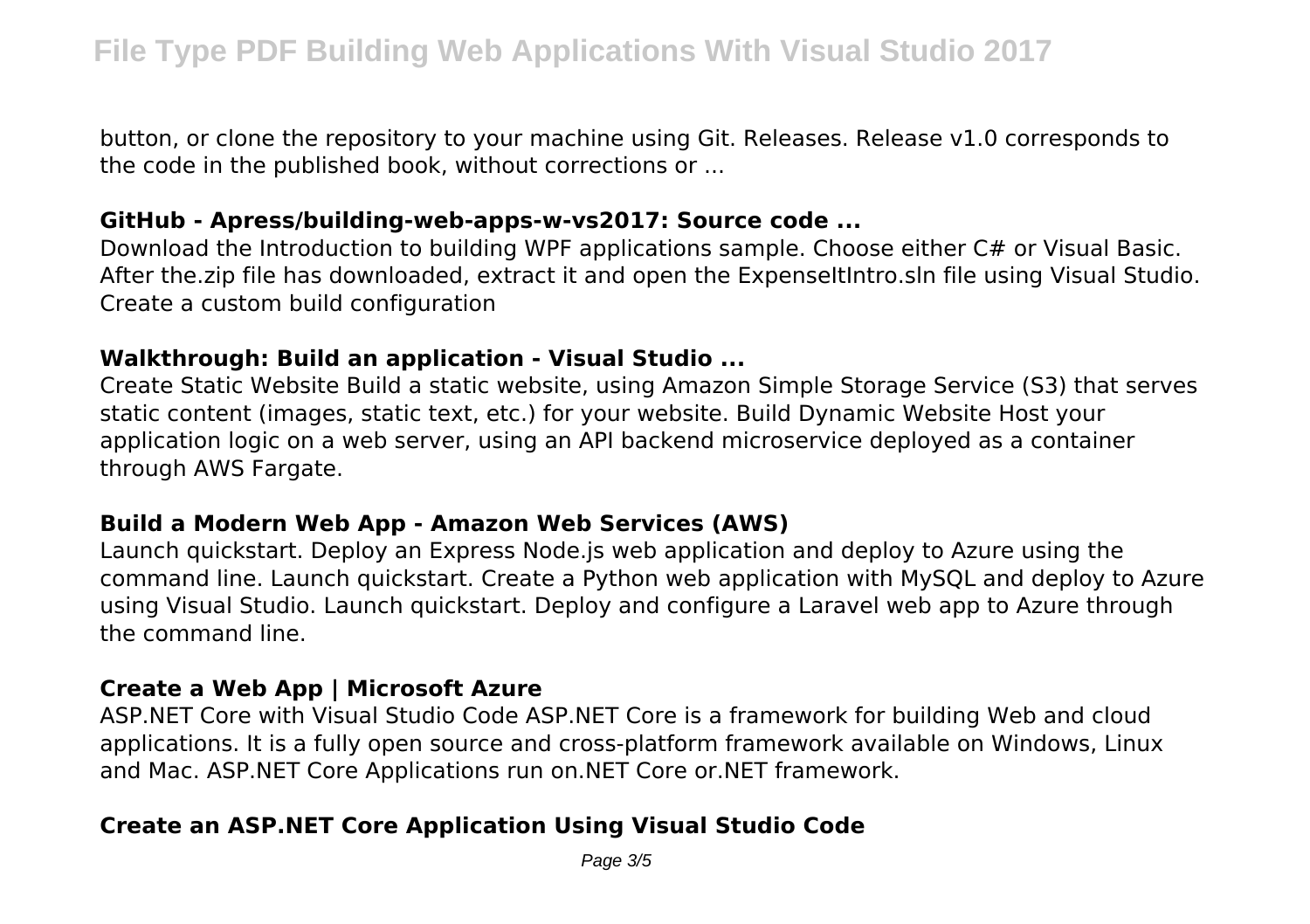button, or clone the repository to your machine using Git. Releases. Release v1.0 corresponds to the code in the published book, without corrections or ...

### GitHub - Apress/building-web-apps-w-vs2017: Source code ...

Download the Introduction to building WPF applications sample. Choose either C# or Visual Basic. After the.zip file has downloaded, extract it and open the ExpenseItIntro.sln file using Visual Studio. Create a custom build configuration

### Walkthrough: Build an application - Visual Studio ...

Create Static Website Build a static website, using Amazon Simple Storage Service (S3) that serves static content (images, static text, etc.) for your website. Build Dynamic Website Host your application logic on a web server, using an API backend microservice deployed as a container through AWS Fargate.

### Build a Modern Web App - Amazon Web Services (AWS)

Launch quickstart. Deploy an Express Node.js web application and deploy to Azure using the command line. Launch quickstart. Create a Python web application with MySQL and deploy to Azure using Visual Studio. Launch quickstart. Deploy and configure a Laravel web app to Azure through the command line.

### Create a Web App | Microsoft Azure

ASP.NET Core with Visual Studio Code ASP.NET Core is a framework for building Web and cloud applications. It is a fully open source and cross-platform framework available on Windows, Linux and Mac. ASP.NET Core Applications run on.NET Core or.NET framework.

### Create an ASP.NET Core Application Using Visual Studio Code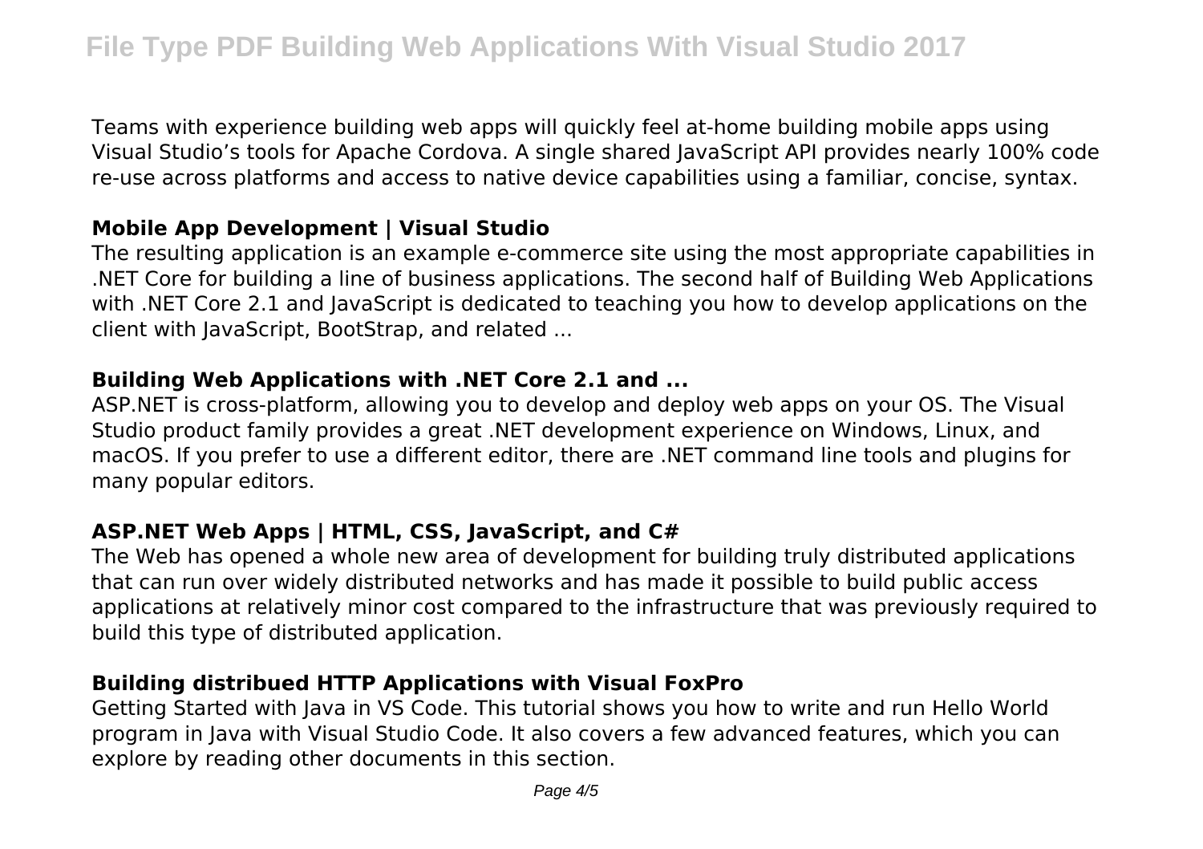Teams with experience building web apps will quickly feel at-home building mobile apps using Visual Studio's tools for Apache Cordova. A single shared JavaScript API provides nearly 100% code re-use across platforms and access to native device capabilities using a familiar, concise, syntax.

### Mobile App Development | Visual Studio

The resulting application is an example e-commerce site using the most appropriate capabilities in .NET Core for building a line of business applications. The second half of Building Web Applications with .NET Core 2.1 and JavaScript is dedicated to teaching you how to develop applications on the client with JavaScript, BootStrap, and related ...

### Building Web Applications with .NET Core 2.1 and ...

ASP.NET is cross-platform, allowing you to develop and deploy web apps on your OS. The Visual Studio product family provides a great .NET development experience on Windows, Linux, and macOS. If you prefer to use a different editor, there are .NET command line tools and plugins for many popular editors.

### ASP.NET Web Apps | HTML, CSS, JavaScript, and C#

The Web has opened a whole new area of development for building truly distributed applications that can run over widely distributed networks and has made it possible to build public access applications at relatively minor cost compared to the infrastructure that was previously required to build this type of distributed application.

### Building distribued HTTP Applications with Visual FoxPro

Getting Started with Java in VS Code. This tutorial shows you how to write and run Hello World program in Java with Visual Studio Code. It also covers a few advanced features, which you can explore by reading other documents in this section.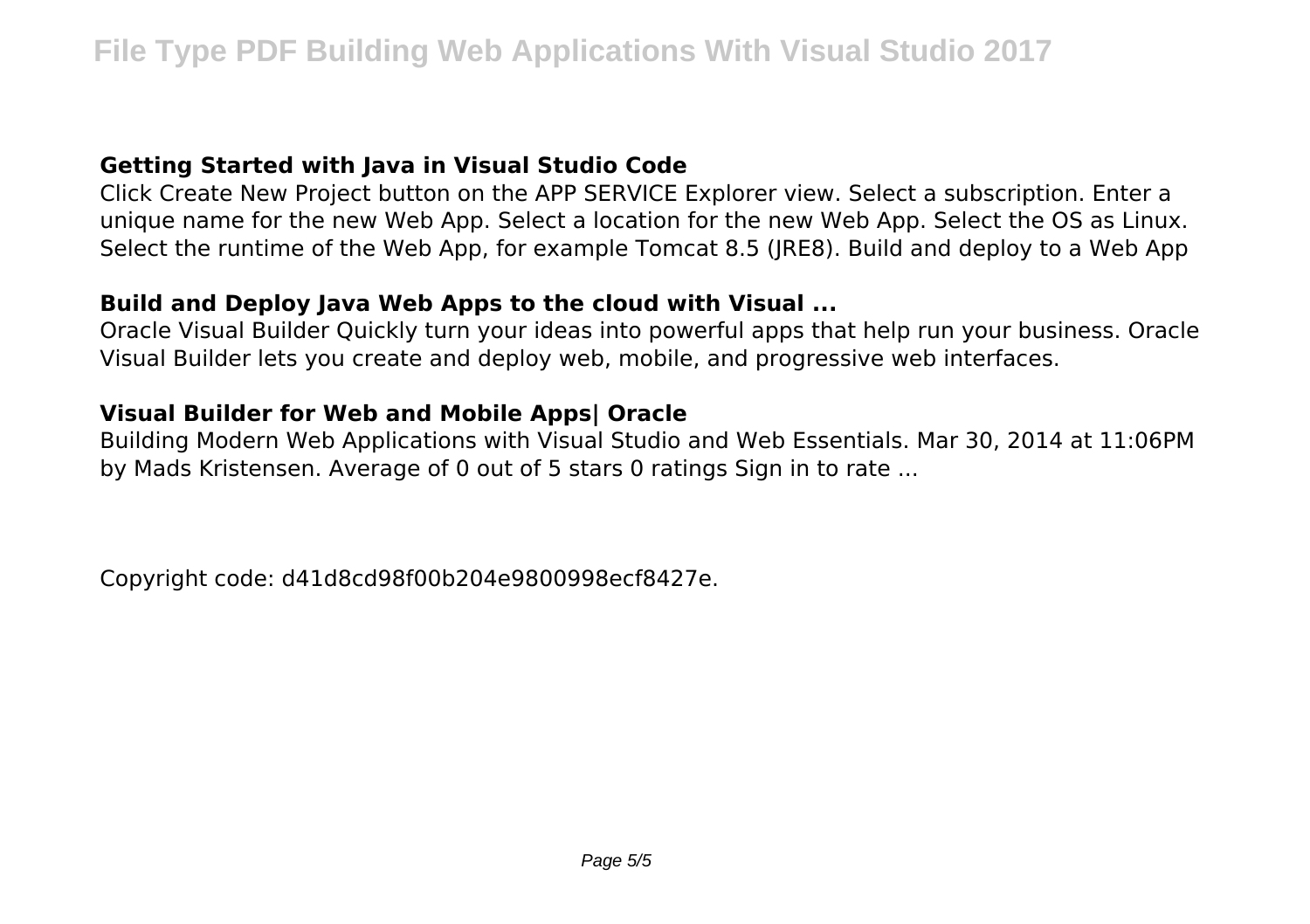**Getting Started with Java in Visual Studio Code**

Click Create New Project button on the APP SERVICE Explorer view. Select a subscription. Enter a unique name for the new Web App. Select a location for the new Web App. Select the OS as Linux. Select the runtime of the Web App, for example Tomcat 8.5 (JRE8). Build and deploy to a Web App

**Build and Deploy Java Web Apps to the cloud with Visual ...**

Oracle Visual Builder Quickly turn your ideas into powerful apps that help run your business. Oracle Visual Builder lets you create and deploy web, mobile, and progressive web interfaces.

**Visual Builder for Web and Mobile Apps| Oracle**

Building Modern Web Applications with Visual Studio and Web Essentials. Mar 30, 2014 at 11:06PM by Mads Kristensen. Average of 0 out of 5 stars 0 ratings Sign in to rate ...

Copyright code: d41d8cd98f00b204e9800998ecf8427e.